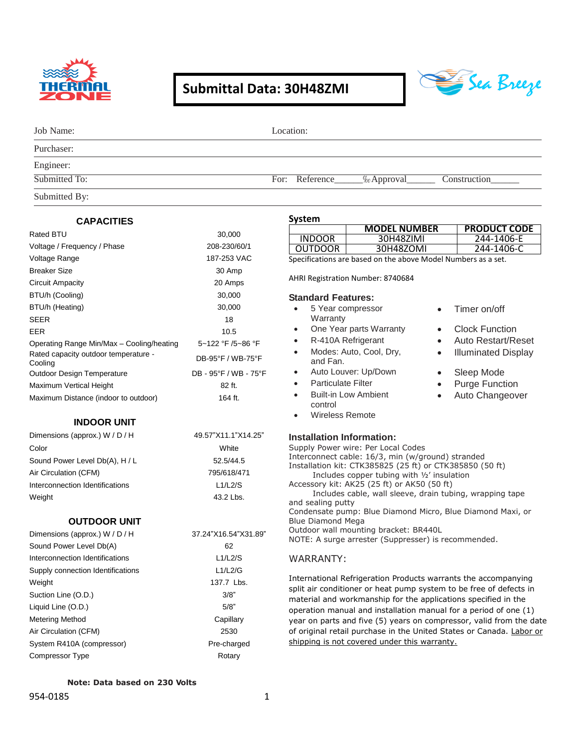# Submittal Data: 30H48ZMI

| Job Name: | Location: |
|---|---|
| Purchaser: | |
| Engineer: | |
| Submitted To: | For: Reference______ ‰Approval______ Construction______ |
| Submitted By: | |

## CAPACITIES

| | |
|---|---|
| Rated BTU | 30,000 |
| Voltage / Frequency / Phase | 208-230/60/1 |
| Voltage Range | 187-253 VAC |
| Breaker Size | 30 Amp |
| Circuit Ampacity | 20 Amps |
| BTU/h (Cooling) | 30,000 |
| BTU/h (Heating) | 30,000 |
| SEER | 18 |
| EER | 10.5 |
| Operating Range Min/Max – Cooling/heating | 5~122 °F /5~86 °F |
| Rated capacity outdoor temperature - Cooling | DB-95°F / WB-75°F |
| Outdoor Design Temperature | DB - 95°F / WB - 75°F |
| Maximum Vertical Height | 82 ft. |
| Maximum Distance (indoor to outdoor) | 164 ft. |

## INDOOR UNIT

| | |
|---|---|
| Dimensions (approx.) W / D / H | 49.57"X11.1"X14.25" |
| Color | White |
| Sound Power Level Db(A), H / L | 52.5/44.5 |
| Air Circulation (CFM) | 795/618/471 |
| Interconnection Identifications | L1/L2/S |
| Weight | 43.2 Lbs. |

## OUTDOOR UNIT

| | |
|---|---|
| Dimensions (approx.) W / D / H | 37.24"X16.54"X31.89" |
| Sound Power Level Db(A) | 62 |
| Interconnection Identifications | L1/L2/S |
| Supply connection Identifications | L1/L2/G |
| Weight | 137.7 Lbs. |
| Suction Line (O.D.) | 3/8" |
| Liquid Line (O.D.) | 5/8" |
| Metering Method | Capillary |
| Air Circulation (CFM) | 2530 |
| System R410A (compressor) | Pre-charged |
| Compressor Type | Rotary |

**Note: Data based on 230 Volts**

## System

| | MODEL NUMBER | PRODUCT CODE |
|---|---|---|
| INDOOR | 30H48ZIMI | 244-1406-E |
| OUTDOOR | 30H48ZOMI | 244-1406-C |

Specifications are based on the above Model Numbers as a set.

AHRI Registration Number: 8740684

### Standard Features:

- 5 Year compressor Warranty
- One Year parts Warranty
- R-410A Refrigerant
- Modes: Auto, Cool, Dry, and Fan.
- Auto Louver: Up/Down
- Particulate Filter
- Built-in Low Ambient control
- Wireless Remote
- Timer on/off
- Clock Function
- Auto Restart/Reset
- Illuminated Display
- Sleep Mode
- Purge Function
- Auto Changeover

### Installation Information:

Supply Power wire: Per Local Codes
Interconnect cable: 16/3, min (w/ground) stranded
Installation kit: CTK385825 (25 ft) or CTK385850 (50 ft)
Includes copper tubing with ½' insulation
Accessory kit: AK25 (25 ft) or AK50 (50 ft)
Includes cable, wall sleeve, drain tubing, wrapping tape and sealing putty
Condensate pump: Blue Diamond Micro, Blue Diamond Maxi, or Blue Diamond Mega
Outdoor wall mounting bracket: BR440L
NOTE: A surge arrester (Suppresser) is recommended.

### WARRANTY:

International Refrigeration Products warrants the accompanying split air conditioner or heat pump system to be free of defects in material and workmanship for the applications specified in the operation manual and installation manual for a period of one (1) year on parts and five (5) years on compressor, valid from the date of original retail purchase in the United States or Canada. Labor or shipping is not covered under this warranty.

954-0185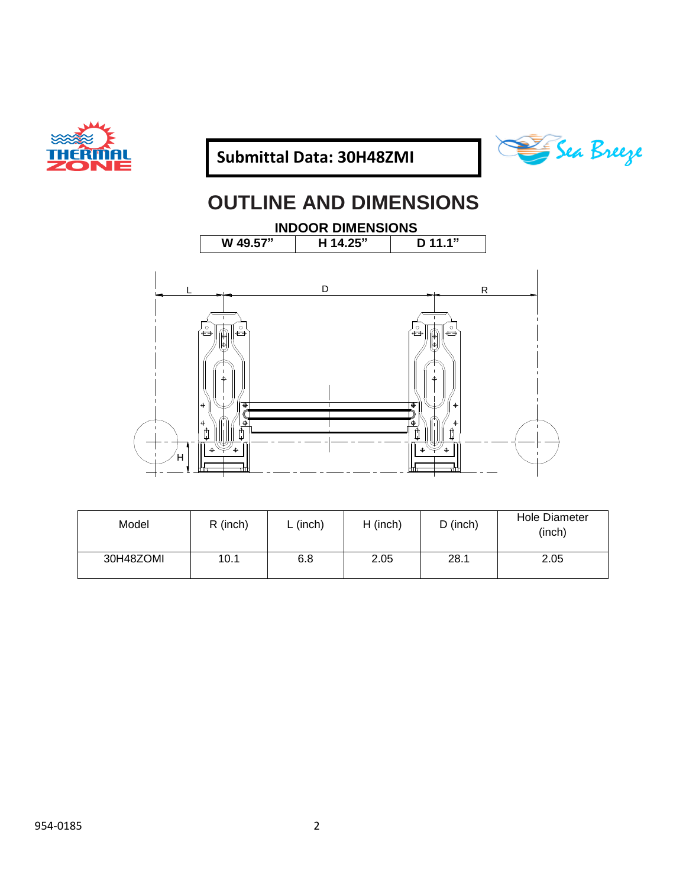**Submittal Data: 30H48ZMI**

# OUTLINE AND DIMENSIONS

## INDOOR DIMENSIONS

| W 49.57" | H 14.25" | D 11.1" |
|---|---|---|

| Model | R (inch) | L (inch) | H (inch) | D (inch) | Hole Diameter (inch) |
|---|---|---|---|---|---|
| 30H48ZOMI | 10.1 | 6.8 | 2.05 | 28.1 | 2.05 |

954-0185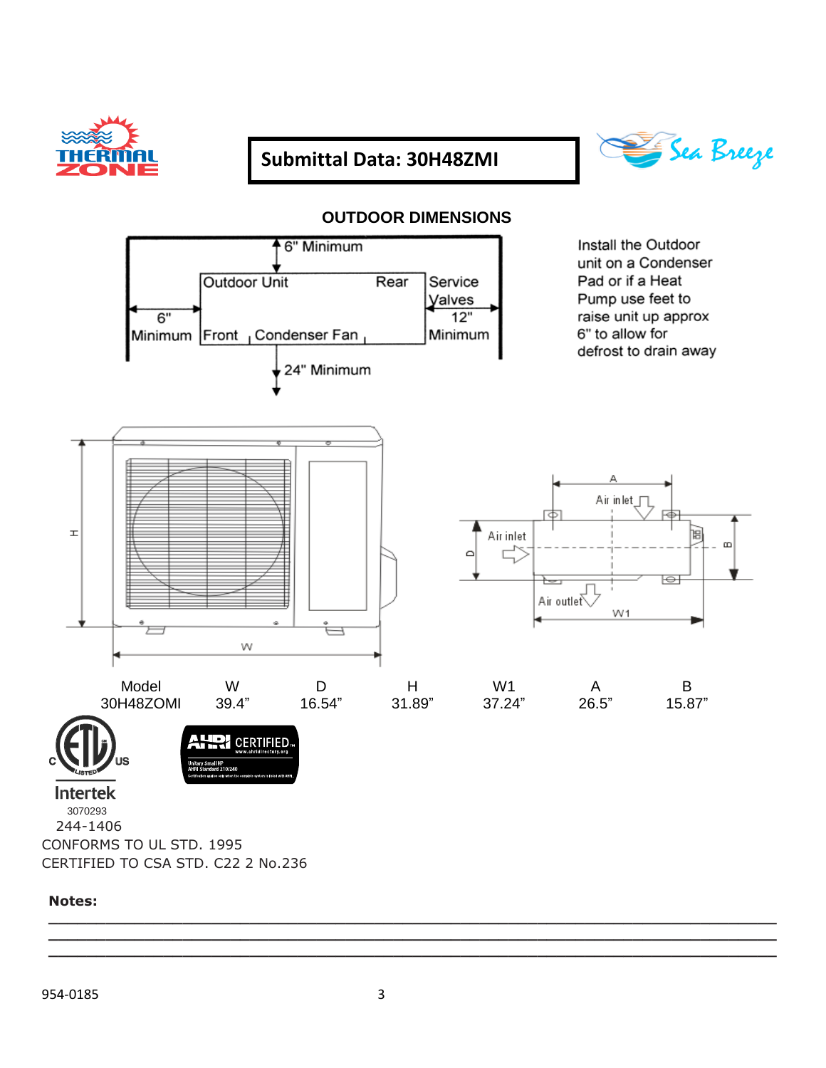# Submittal Data: 30H48ZMI

## OUTDOOR DIMENSIONS

6" Minimum

Outdoor Unit

Rear

Service Valves

6" Minimum

Front

Condenser Fan

12" Minimum

24" Minimum

Install the Outdoor unit on a Condenser Pad or if a Heat Pump use feet to raise unit up approx 6" to allow for defrost to drain away

H

W

A

Air inlet

Air inlet

D

B

Air outlet

W1

| Model | W | D | H | W1 | A | B |
|---|---|---|---|---|---|---|
| 30H48ZOMI | 39.4” | 16.54” | 31.89” | 37.24” | 26.5” | 15.87” |

Intertek
3070293
244-1406

CONFORMS TO UL STD. 1995
CERTIFIED TO CSA STD. C22 2 No.236

**Notes:**

954-0185